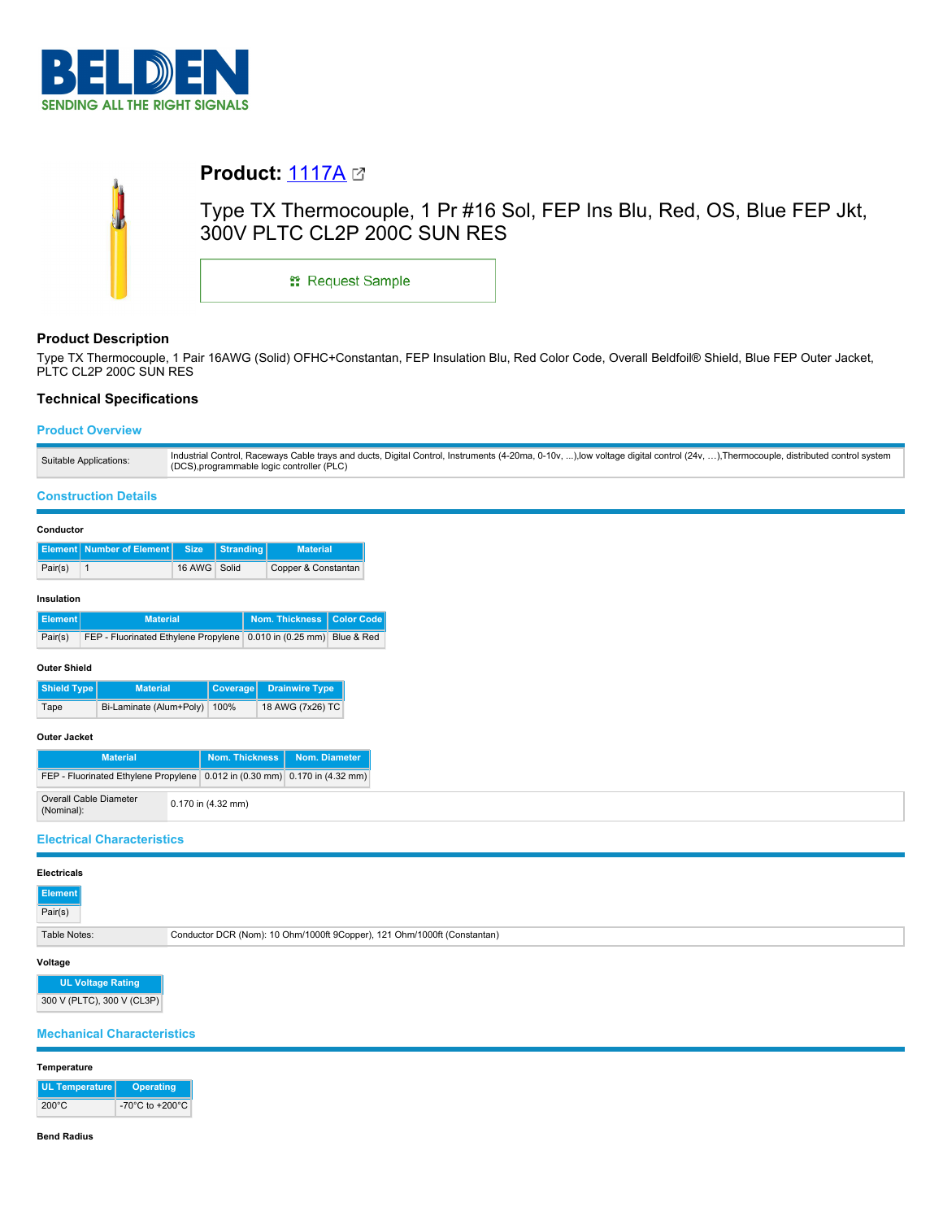# BELDEN
SENDING ALL THE RIGHT SIGNALS

## Product: 1117A

Type TX Thermocouple, 1 Pr #16 Sol, FEP Ins Blu, Red, OS, Blue FEP Jkt, 300V PLTC CL2P 200C SUN RES

Request Sample

### Product Description

Type TX Thermocouple, 1 Pair 16AWG (Solid) OFHC+Constantan, FEP Insulation Blu, Red Color Code, Overall Beldfoil® Shield, Blue FEP Outer Jacket, PLTC CL2P 200C SUN RES

### Technical Specifications

#### Product Overview

| | |
|---|---|
| Suitable Applications: | Industrial Control, Raceways Cable trays and ducts, Digital Control, Instruments (4-20ma, 0-10v, ...),low voltage digital control (24v, …),Thermocouple, distributed control system (DCS),programmable logic controller (PLC) |

#### Construction Details

**Conductor**

| Element | Number of Element | Size | Stranding | Material |
|---|---|---|---|---|
| Pair(s) | 1 | 16 AWG | Solid | Copper & Constantan |

**Insulation**

| Element | Material | Nom. Thickness | Color Code |
|---|---|---|---|
| Pair(s) | FEP - Fluorinated Ethylene Propylene | 0.010 in (0.25 mm) | Blue & Red |

**Outer Shield**

| Shield Type | Material | Coverage | Drainwire Type |
|---|---|---|---|
| Tape | Bi-Laminate (Alum+Poly) | 100% | 18 AWG (7x26) TC |

**Outer Jacket**

| Material | Nom. Thickness | Nom. Diameter |
|---|---|---|
| FEP - Fluorinated Ethylene Propylene | 0.012 in (0.30 mm) | 0.170 in (4.32 mm) |

| | |
|---|---|
| Overall Cable Diameter (Nominal): | 0.170 in (4.32 mm) |

#### Electrical Characteristics

**Electricals**

| Element |
|---|
| Pair(s) |

| | |
|---|---|
| Table Notes: | Conductor DCR (Nom): 10 Ohm/1000ft 9Copper), 121 Ohm/1000ft (Constantan) |

**Voltage**

| UL Voltage Rating |
|---|
| 300 V (PLTC), 300 V (CL3P) |

#### Mechanical Characteristics

**Temperature**

| UL Temperature | Operating |
|---|---|
| 200°C | -70°C to +200°C |

**Bend Radius**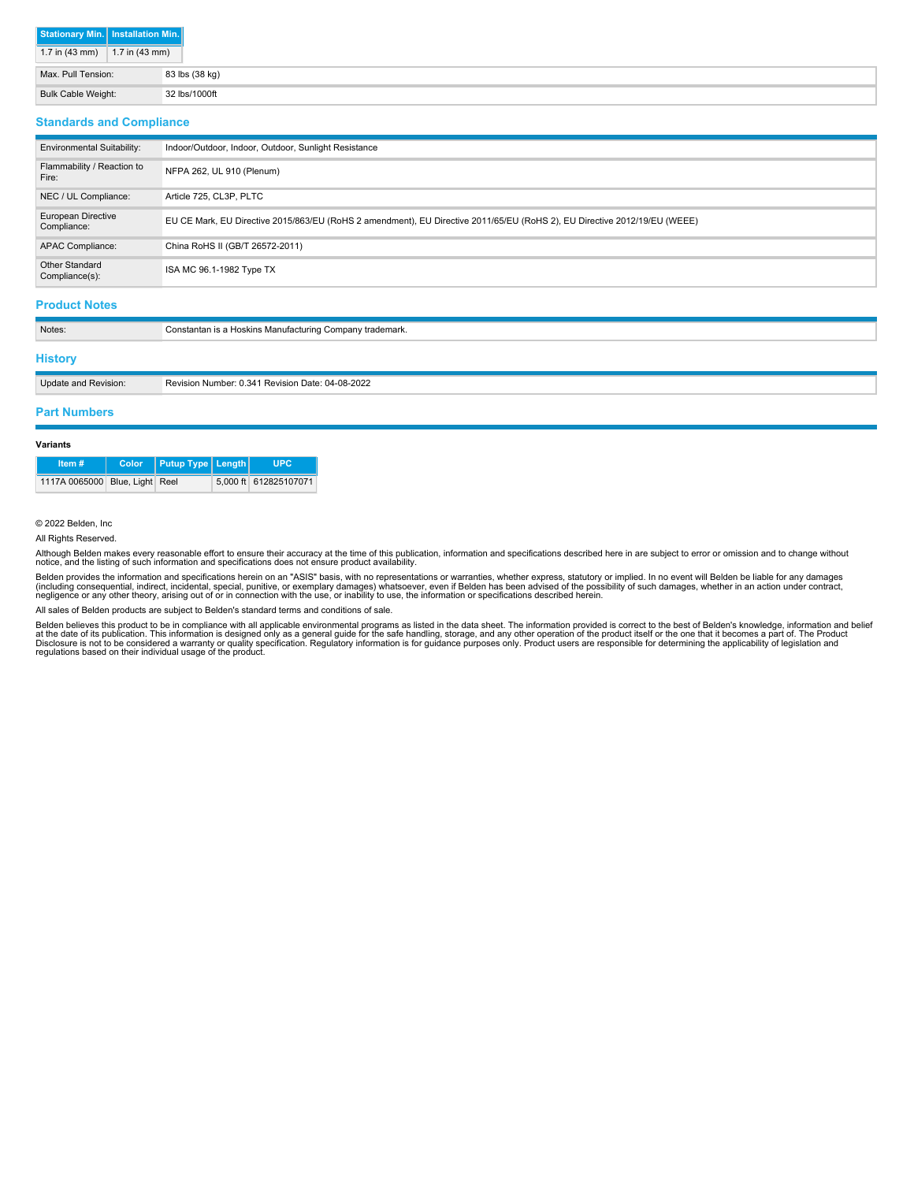| Stationary Min. | Installation Min. |
|---|---|
| 1.7 in (43 mm) | 1.7 in (43 mm) |

| | |
|---|---|
| Max. Pull Tension: | 83 lbs (38 kg) |
| Bulk Cable Weight: | 32 lbs/1000ft |

## Standards and Compliance

| | |
|---|---|
| Environmental Suitability: | Indoor/Outdoor, Indoor, Outdoor, Sunlight Resistance |
| Flammability / Reaction to Fire: | NFPA 262, UL 910 (Plenum) |
| NEC / UL Compliance: | Article 725, CL3P, PLTC |
| European Directive Compliance: | EU CE Mark, EU Directive 2015/863/EU (RoHS 2 amendment), EU Directive 2011/65/EU (RoHS 2), EU Directive 2012/19/EU (WEEE) |
| APAC Compliance: | China RoHS II (GB/T 26572-2011) |
| Other Standard Compliance(s): | ISA MC 96.1-1982 Type TX |

## Product Notes

| | |
|---|---|
| Notes: | Constantan is a Hoskins Manufacturing Company trademark. |

## History

| | |
|---|---|
| Update and Revision: | Revision Number: 0.341 Revision Date: 04-08-2022 |

## Part Numbers

**Variants**

| Item # | Color | Putup Type | Length | UPC |
|---|---|---|---|---|
| 1117A 0065000 | Blue, Light | Reel | 5,000 ft | 612825107071 |

© 2022 Belden, Inc

All Rights Reserved.

Although Belden makes every reasonable effort to ensure their accuracy at the time of this publication, information and specifications described here in are subject to error or omission and to change without notice, and the listing of such information and specifications does not ensure product availability.

Belden provides the information and specifications herein on an "ASIS" basis, with no representations or warranties, whether express, statutory or implied. In no event will Belden be liable for any damages (including consequential, indirect, incidental, special, punitive, or exemplary damages) whatsoever, even if Belden has been advised of the possibility of such damages, whether in an action under contract, negligence or any other theory, arising out of or in connection with the use, or inability to use, the information or specifications described herein.

All sales of Belden products are subject to Belden's standard terms and conditions of sale.

Belden believes this product to be in compliance with all applicable environmental programs as listed in the data sheet. The information provided is correct to the best of Belden's knowledge, information and belief at the date of its publication. This information is designed only as a general guide for the safe handling, storage, and any other operation of the product itself or the one that it becomes a part of. The Product Disclosure is not to be considered a warranty or quality specification. Regulatory information is for guidance purposes only. Product users are responsible for determining the applicability of legislation and regulations based on their individual usage of the product.